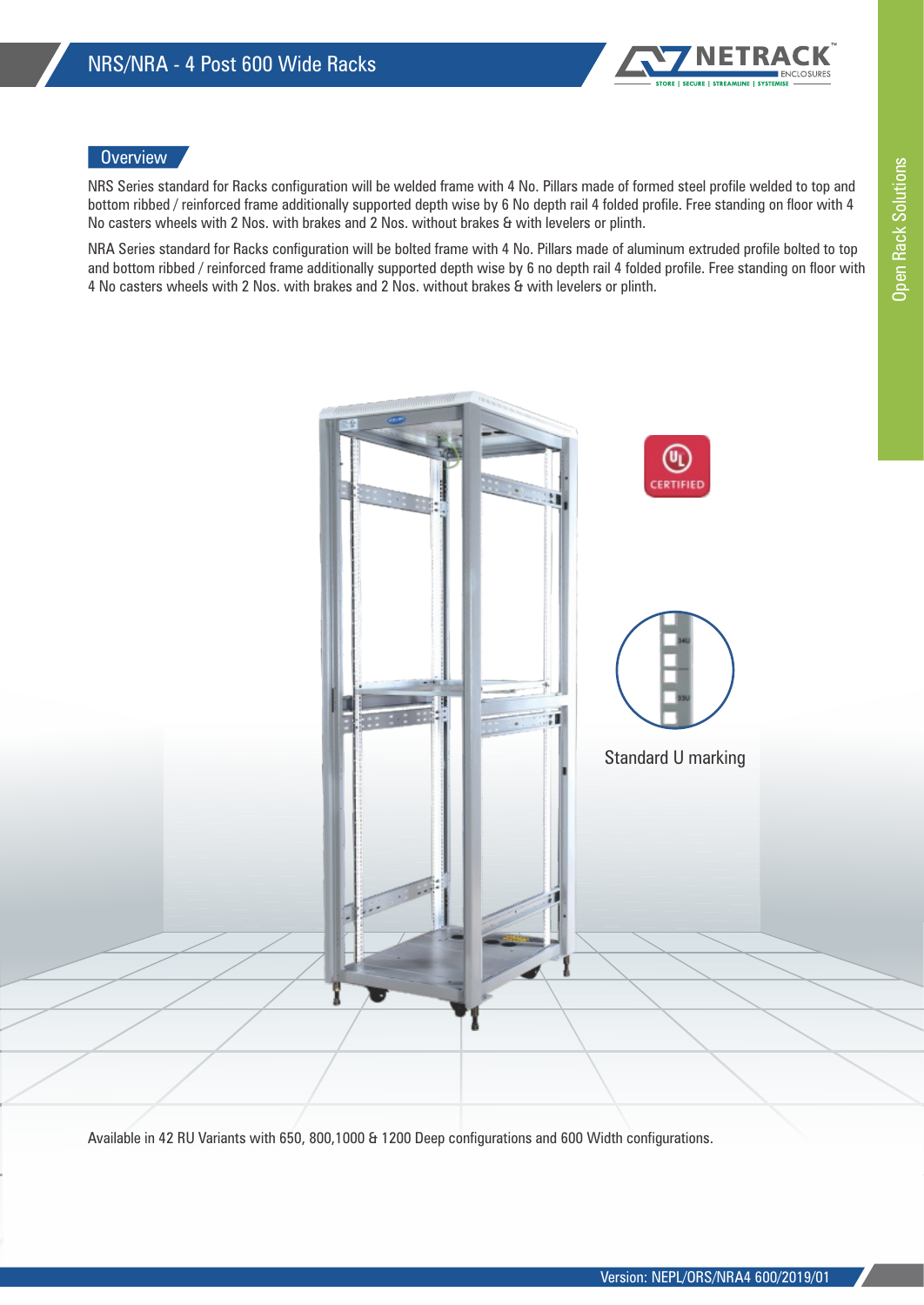# NRS/NRA - 4 Post 600 Wide Racks

## Overview

NRS Series standard for Racks configuration will be welded frame with 4 No. Pillars made of formed steel profile welded to top and bottom ribbed / reinforced frame additionally supported depth wise by 6 No depth rail 4 folded profile. Free standing on floor with 4 No casters wheels with 2 Nos. with brakes and 2 Nos. without brakes & with levelers or plinth.

NRA Series standard for Racks configuration will be bolted frame with 4 No. Pillars made of aluminum extruded profile bolted to top and bottom ribbed / reinforced frame additionally supported depth wise by 6 no depth rail 4 folded profile. Free standing on floor with 4 No casters wheels with 2 Nos. with brakes and 2 Nos. without brakes & with levelers or plinth.

Standard U marking

Available in 42 RU Variants with 650, 800,1000 & 1200 Deep configurations and 600 Width configurations.

Version: NEPL/ORS/NRA4 600/2019/01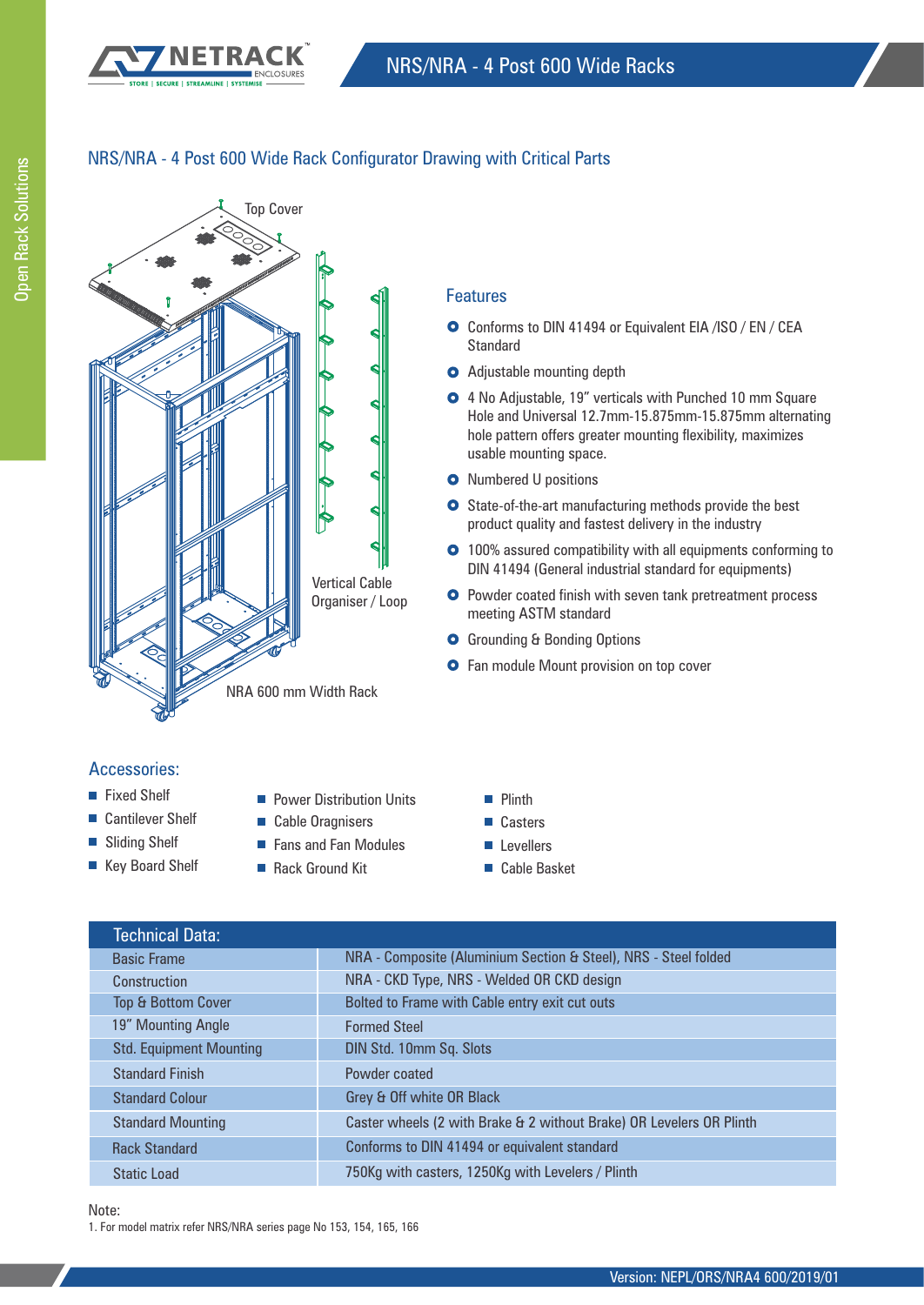## NRS/NRA - 4 Post 600 Wide Rack Configurator Drawing with Critical Parts

Top Cover

Vertical Cable Organiser / Loop

NRA 600 mm Width Rack

### Features

- Conforms to DIN 41494 or Equivalent EIA /ISO / EN / CEA Standard
- Adjustable mounting depth
- 4 No Adjustable, 19" verticals with Punched 10 mm Square Hole and Universal 12.7mm-15.875mm-15.875mm alternating hole pattern offers greater mounting flexibility, maximizes usable mounting space.
- Numbered U positions
- State-of-the-art manufacturing methods provide the best product quality and fastest delivery in the industry
- 100% assured compatibility with all equipments conforming to DIN 41494 (General industrial standard for equipments)
- Powder coated finish with seven tank pretreatment process meeting ASTM standard
- Grounding & Bonding Options
- Fan module Mount provision on top cover

### Accessories:

- Fixed Shelf
- Cantilever Shelf
- Sliding Shelf
- Key Board Shelf
- Power Distribution Units
- Cable Oragnisers
- Fans and Fan Modules
- Rack Ground Kit
- Plinth
- Casters
- Levellers
- Cable Basket

| Technical Data: | |
|---|---|
| Basic Frame | NRA - Composite (Aluminium Section & Steel), NRS - Steel folded |
| Construction | NRA - CKD Type, NRS - Welded OR CKD design |
| Top & Bottom Cover | Bolted to Frame with Cable entry exit cut outs |
| 19" Mounting Angle | Formed Steel |
| Std. Equipment Mounting | DIN Std. 10mm Sq. Slots |
| Standard Finish | Powder coated |
| Standard Colour | Grey & Off white OR Black |
| Standard Mounting | Caster wheels (2 with Brake & 2 without Brake) OR Levelers OR Plinth |
| Rack Standard | Conforms to DIN 41494 or equivalent standard |
| Static Load | 750Kg with casters, 1250Kg with Levelers / Plinth |

Note:
1. For model matrix refer NRS/NRA series page No 153, 154, 165, 166

Version: NEPL/ORS/NRA4 600/2019/01